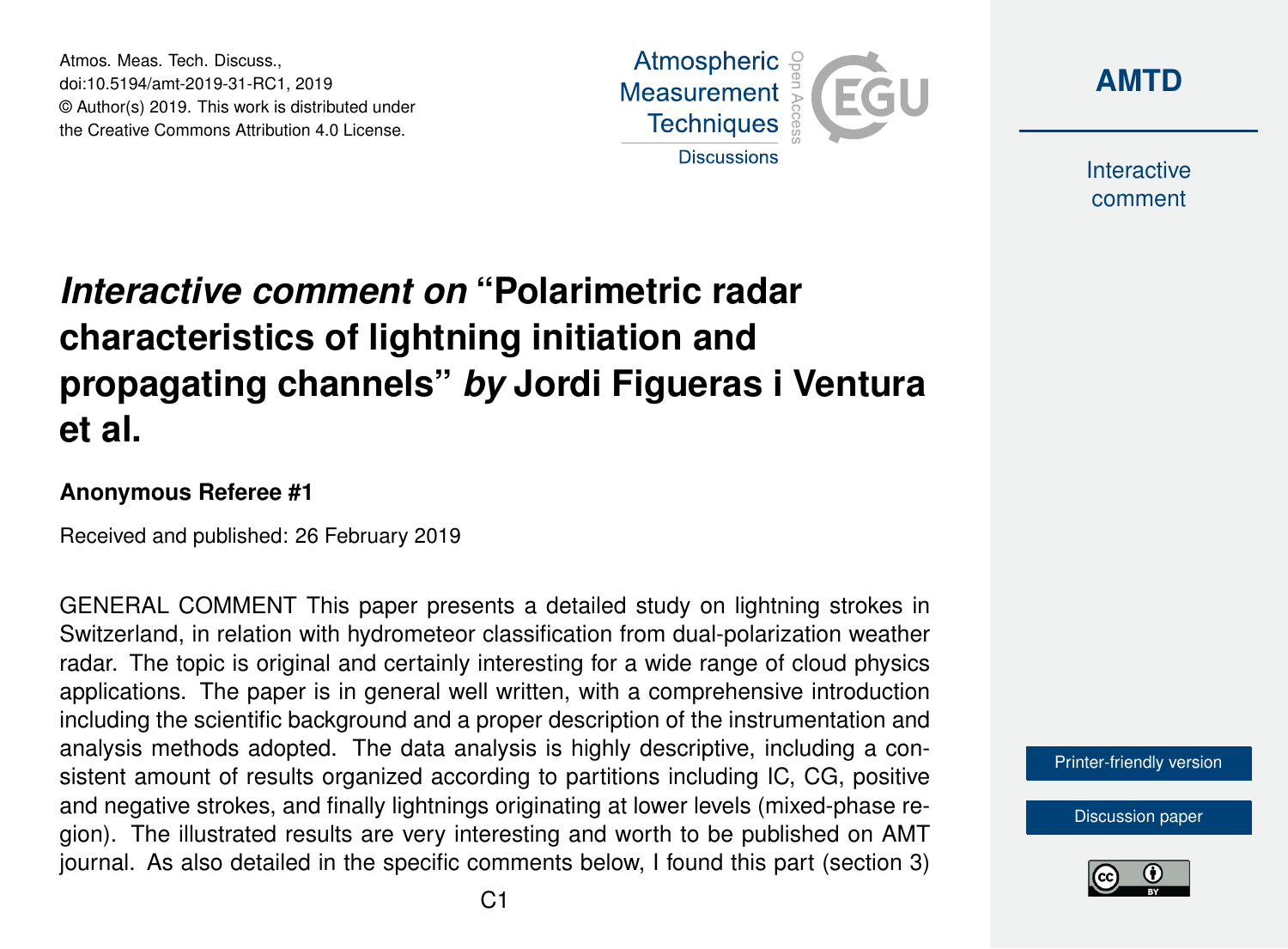# *Interactive comment on* "Polarimetric radar characteristics of lightning initiation and propagating channels" *by* Jordi Figueras i Ventura et al.

### Anonymous Referee #1

Received and published: 26 February 2019

GENERAL COMMENT This paper presents a detailed study on lightning strokes in Switzerland, in relation with hydrometeor classification from dual-polarization weather radar. The topic is original and certainly interesting for a wide range of cloud physics applications. The paper is in general well written, with a comprehensive introduction including the scientific background and a proper description of the instrumentation and analysis methods adopted. The data analysis is highly descriptive, including a consistent amount of results organized according to partitions including IC, CG, positive and negative strokes, and finally lightnings originating at lower levels (mixed-phase region). The illustrated results are very interesting and worth to be published on AMT journal. As also detailed in the specific comments below, I found this part (section 3)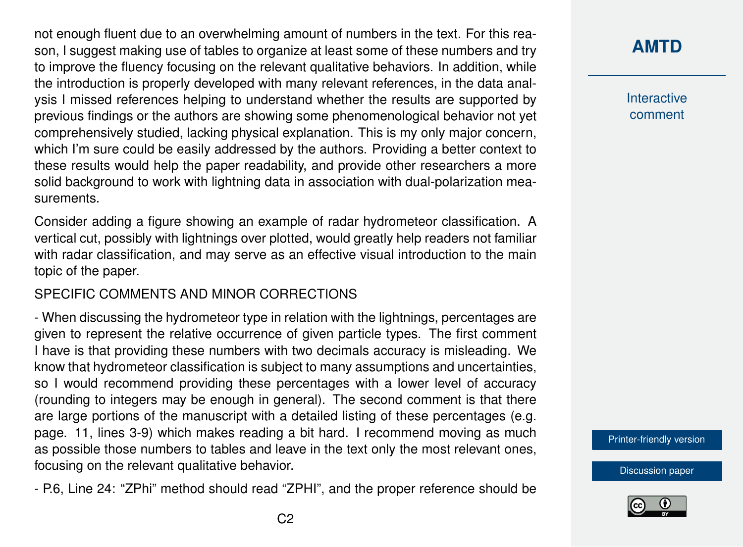not enough fluent due to an overwhelming amount of numbers in the text. For this reason, I suggest making use of tables to organize at least some of these numbers and try to improve the fluency focusing on the relevant qualitative behaviors. In addition, while the introduction is properly developed with many relevant references, in the data analysis I missed references helping to understand whether the results are supported by previous findings or the authors are showing some phenomenological behavior not yet comprehensively studied, lacking physical explanation. This is my only major concern, which I'm sure could be easily addressed by the authors. Providing a better context to these results would help the paper readability, and provide other researchers a more solid background to work with lightning data in association with dual-polarization measurements.

Consider adding a figure showing an example of radar hydrometeor classification. A vertical cut, possibly with lightnings over plotted, would greatly help readers not familiar with radar classification, and may serve as an effective visual introduction to the main topic of the paper.

SPECIFIC COMMENTS AND MINOR CORRECTIONS

- When discussing the hydrometeor type in relation with the lightnings, percentages are given to represent the relative occurrence of given particle types. The first comment I have is that providing these numbers with two decimals accuracy is misleading. We know that hydrometeor classification is subject to many assumptions and uncertainties, so I would recommend providing these percentages with a lower level of accuracy (rounding to integers may be enough in general). The second comment is that there are large portions of the manuscript with a detailed listing of these percentages (e.g. page. 11, lines 3-9) which makes reading a bit hard. I recommend moving as much as possible those numbers to tables and leave in the text only the most relevant ones, focusing on the relevant qualitative behavior.

- P.6, Line 24: "ZPhi" method should read "ZPHI", and the proper reference should be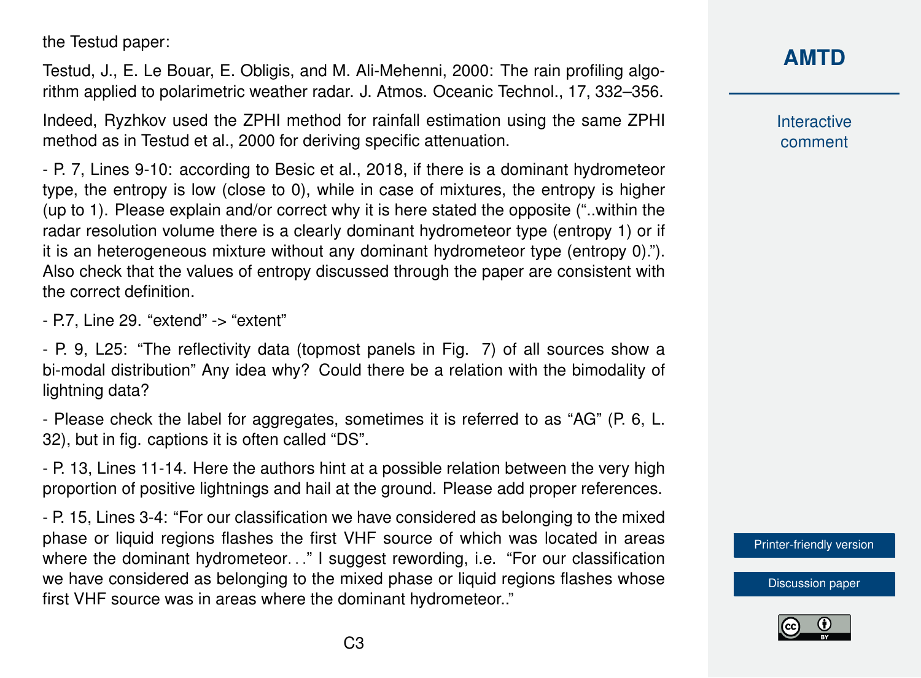the Testud paper:

Testud, J., E. Le Bouar, E. Obligis, and M. Ali-Mehenni, 2000: The rain profiling algorithm applied to polarimetric weather radar. J. Atmos. Oceanic Technol., 17, 332–356.

Indeed, Ryzhkov used the ZPHI method for rainfall estimation using the same ZPHI method as in Testud et al., 2000 for deriving specific attenuation.

- P. 7, Lines 9-10: according to Besic et al., 2018, if there is a dominant hydrometeor type, the entropy is low (close to 0), while in case of mixtures, the entropy is higher (up to 1). Please explain and/or correct why it is here stated the opposite ("..within the radar resolution volume there is a clearly dominant hydrometeor type (entropy 1) or if it is an heterogeneous mixture without any dominant hydrometeor type (entropy 0)."). Also check that the values of entropy discussed through the paper are consistent with the correct definition.

- P.7, Line 29. "extend" -> "extent"

- P. 9, L25: "The reflectivity data (topmost panels in Fig. 7) of all sources show a bi-modal distribution" Any idea why? Could there be a relation with the bimodality of lightning data?

- Please check the label for aggregates, sometimes it is referred to as "AG" (P. 6, L. 32), but in fig. captions it is often called "DS".

- P. 13, Lines 11-14. Here the authors hint at a possible relation between the very high proportion of positive lightnings and hail at the ground. Please add proper references.

- P. 15, Lines 3-4: "For our classification we have considered as belonging to the mixed phase or liquid regions flashes the first VHF source of which was located in areas where the dominant hydrometeor…" I suggest rewording, i.e. "For our classification we have considered as belonging to the mixed phase or liquid regions flashes whose first VHF source was in areas where the dominant hydrometeor.."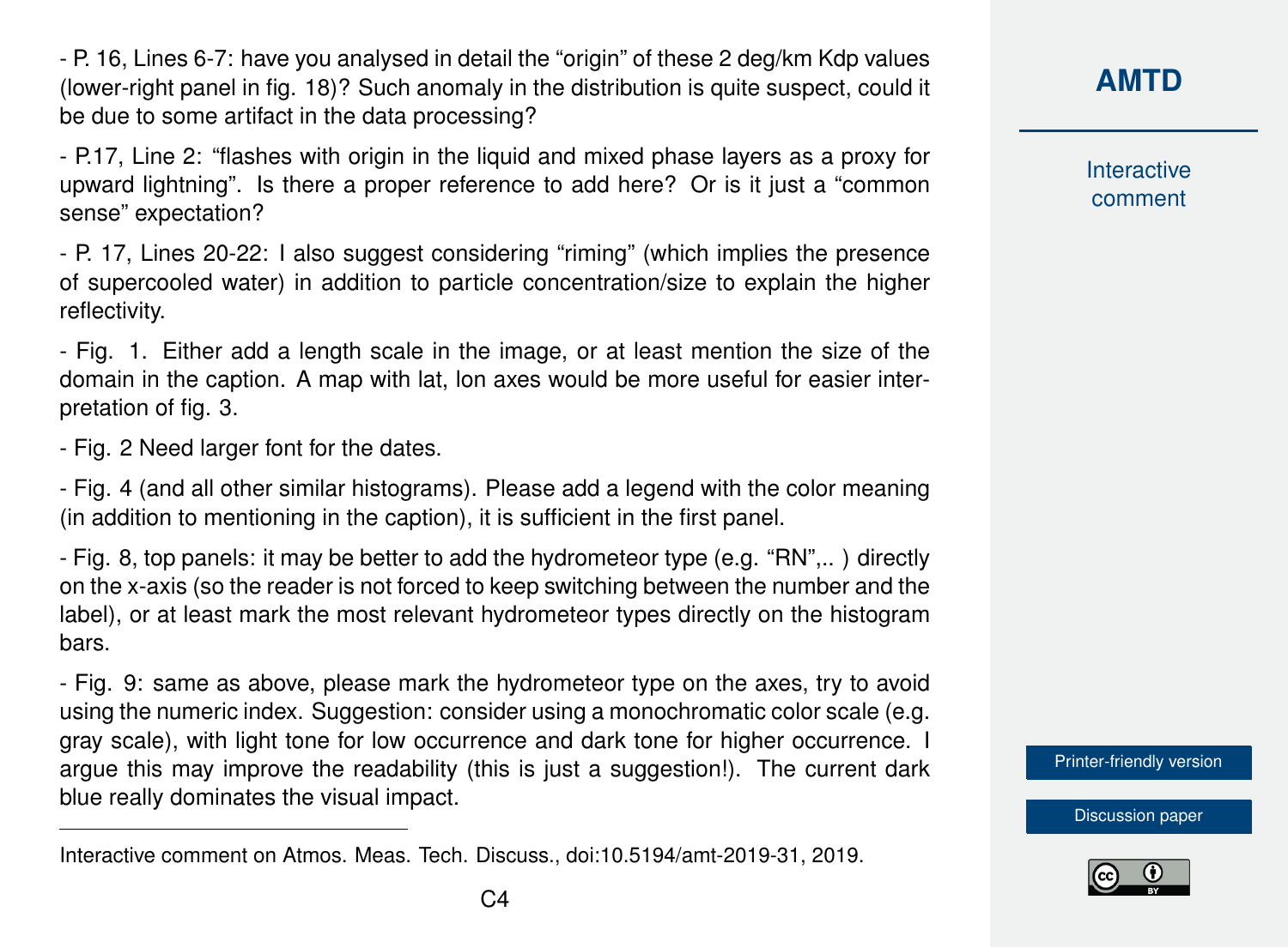- P. 16, Lines 6-7: have you analysed in detail the "origin" of these 2 deg/km Kdp values (lower-right panel in fig. 18)? Such anomaly in the distribution is quite suspect, could it be due to some artifact in the data processing?

- P.17, Line 2: "flashes with origin in the liquid and mixed phase layers as a proxy for upward lightning". Is there a proper reference to add here? Or is it just a "common sense" expectation?

- P. 17, Lines 20-22: I also suggest considering "riming" (which implies the presence of supercooled water) in addition to particle concentration/size to explain the higher reflectivity.

- Fig. 1. Either add a length scale in the image, or at least mention the size of the domain in the caption. A map with lat, lon axes would be more useful for easier interpretation of fig. 3.

- Fig. 2 Need larger font for the dates.

- Fig. 4 (and all other similar histograms). Please add a legend with the color meaning (in addition to mentioning in the caption), it is sufficient in the first panel.

- Fig. 8, top panels: it may be better to add the hydrometeor type (e.g. "RN",.. ) directly on the x-axis (so the reader is not forced to keep switching between the number and the label), or at least mark the most relevant hydrometeor types directly on the histogram bars.

- Fig. 9: same as above, please mark the hydrometeor type on the axes, try to avoid using the numeric index. Suggestion: consider using a monochromatic color scale (e.g. gray scale), with light tone for low occurrence and dark tone for higher occurrence. I argue this may improve the readability (this is just a suggestion!). The current dark blue really dominates the visual impact.

---

Interactive comment on Atmos. Meas. Tech. Discuss., doi:10.5194/amt-2019-31, 2019.